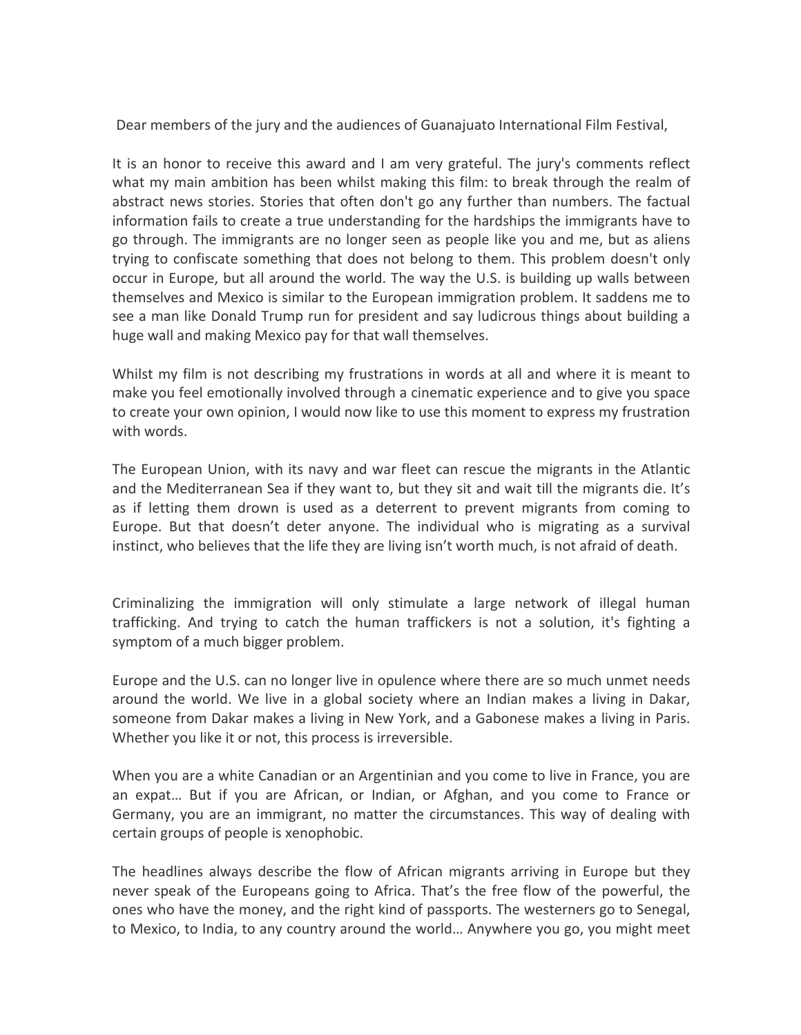Dear members of the jury and the audiences of Guanajuato International Film Festival,

It is an honor to receive this award and I am very grateful. The jury's comments reflect what my main ambition has been whilst making this film: to break through the realm of abstract news stories. Stories that often don't go any further than numbers. The factual information fails to create a true understanding for the hardships the immigrants have to go through. The immigrants are no longer seen as people like you and me, but as aliens trying to confiscate something that does not belong to them. This problem doesn't only occur in Europe, but all around the world. The way the U.S. is building up walls between themselves and Mexico is similar to the European immigration problem. It saddens me to see a man like Donald Trump run for president and say ludicrous things about building a huge wall and making Mexico pay for that wall themselves.

Whilst my film is not describing my frustrations in words at all and where it is meant to make you feel emotionally involved through a cinematic experience and to give you space to create your own opinion, I would now like to use this moment to express my frustration with words.

The European Union, with its navy and war fleet can rescue the migrants in the Atlantic and the Mediterranean Sea if they want to, but they sit and wait till the migrants die. It's as if letting them drown is used as a deterrent to prevent migrants from coming to Europe. But that doesn't deter anyone. The individual who is migrating as a survival instinct, who believes that the life they are living isn't worth much, is not afraid of death.

Criminalizing the immigration will only stimulate a large network of illegal human trafficking. And trying to catch the human traffickers is not a solution, it's fighting a symptom of a much bigger problem.

Europe and the U.S. can no longer live in opulence where there are so much unmet needs around the world. We live in a global society where an Indian makes a living in Dakar, someone from Dakar makes a living in New York, and a Gabonese makes a living in Paris. Whether you like it or not, this process is irreversible.

When you are a white Canadian or an Argentinian and you come to live in France, you are an expat… But if you are African, or Indian, or Afghan, and you come to France or Germany, you are an immigrant, no matter the circumstances. This way of dealing with certain groups of people is xenophobic.

The headlines always describe the flow of African migrants arriving in Europe but they never speak of the Europeans going to Africa. That's the free flow of the powerful, the ones who have the money, and the right kind of passports. The westerners go to Senegal, to Mexico, to India, to any country around the world… Anywhere you go, you might meet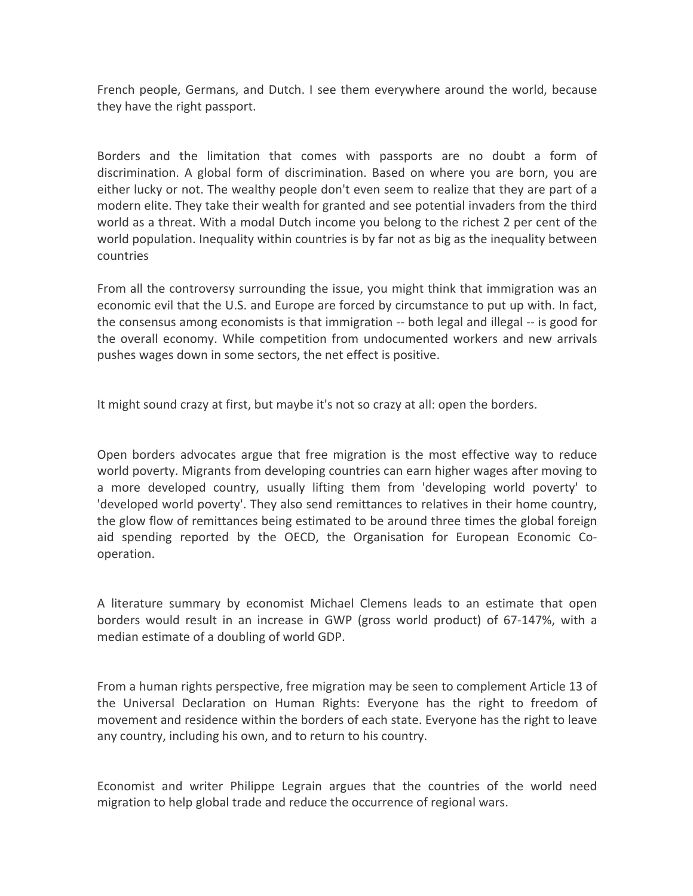French people, Germans, and Dutch. I see them everywhere around the world, because they have the right passport.

Borders and the limitation that comes with passports are no doubt a form of discrimination. A global form of discrimination. Based on where you are born, you are either lucky or not. The wealthy people don't even seem to realize that they are part of a modern elite. They take their wealth for granted and see potential invaders from the third world as a threat. With a modal Dutch income you belong to the richest 2 per cent of the world population. Inequality within countries is by far not as big as the inequality between countries

From all the controversy surrounding the issue, you might think that immigration was an economic evil that the U.S. and Europe are forced by circumstance to put up with. In fact, the consensus among economists is that immigration -- both legal and illegal -- is good for the overall economy. While competition from undocumented workers and new arrivals pushes wages down in some sectors, the net effect is positive.

It might sound crazy at first, but maybe it's not so crazy at all: open the borders.

Open borders advocates argue that free migration is the most effective way to reduce world poverty. Migrants from developing countries can earn higher wages after moving to a more developed country, usually lifting them from 'developing world poverty' to 'developed world poverty'. They also send remittances to relatives in their home country, the glow flow of remittances being estimated to be around three times the global foreign aid spending reported by the OECD, the Organisation for European Economic Co-operation.

A literature summary by economist Michael Clemens leads to an estimate that open borders would result in an increase in GWP (gross world product) of 67-147%, with a median estimate of a doubling of world GDP.

From a human rights perspective, free migration may be seen to complement Article 13 of the Universal Declaration on Human Rights: Everyone has the right to freedom of movement and residence within the borders of each state. Everyone has the right to leave any country, including his own, and to return to his country.

Economist and writer Philippe Legrain argues that the countries of the world need migration to help global trade and reduce the occurrence of regional wars.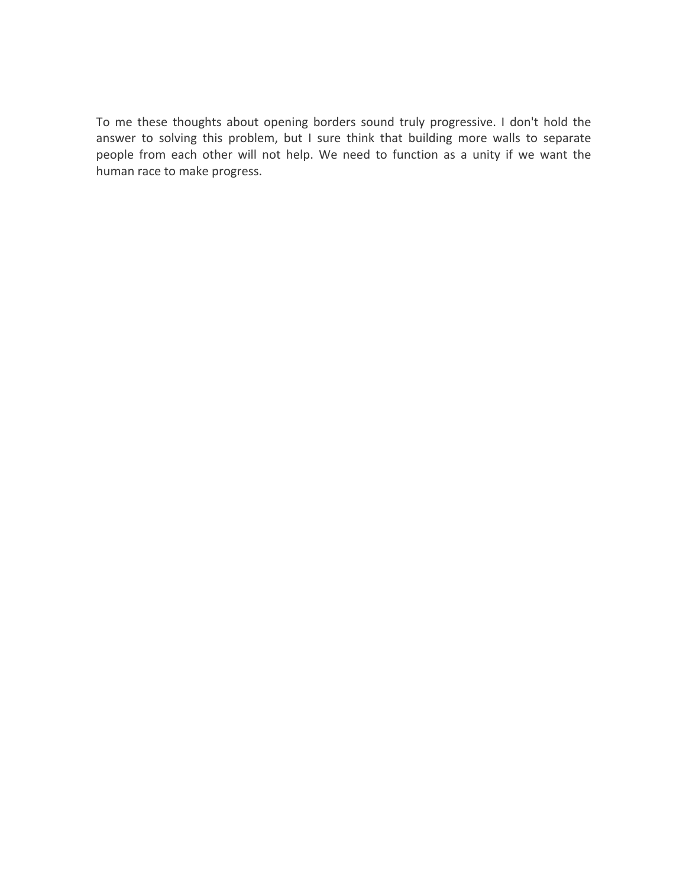To me these thoughts about opening borders sound truly progressive. I don't hold the answer to solving this problem, but I sure think that building more walls to separate people from each other will not help. We need to function as a unity if we want the human race to make progress.